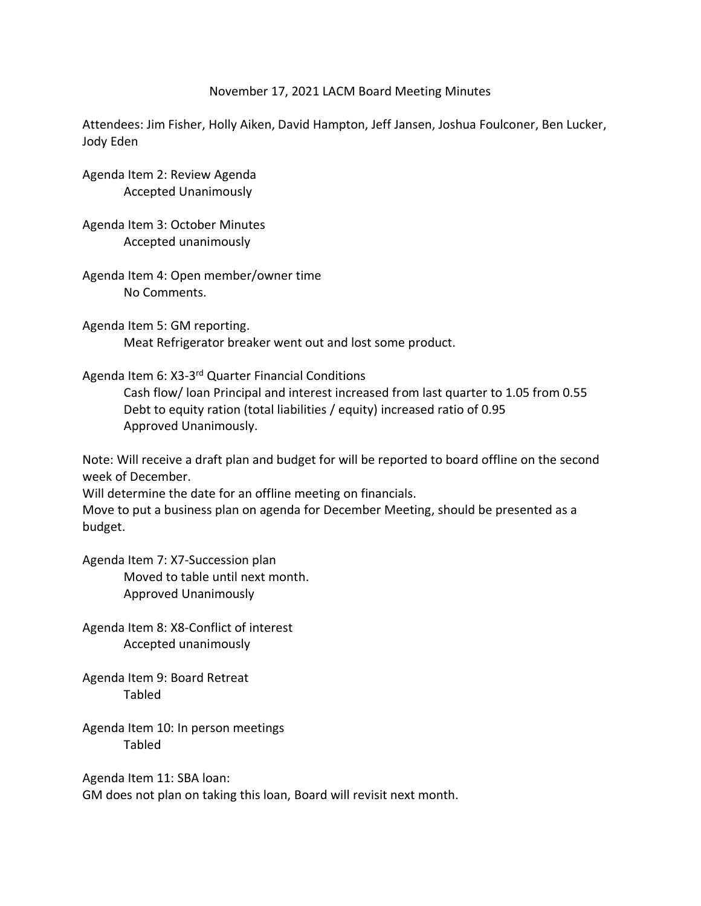# November 17, 2021 LACM Board Meeting Minutes

Attendees: Jim Fisher, Holly Aiken, David Hampton, Jeff Jansen, Joshua Foulconer, Ben Lucker, Jody Eden

Agenda Item 2: Review Agenda
- Accepted Unanimously

Agenda Item 3: October Minutes
- Accepted unanimously

Agenda Item 4: Open member/owner time
- No Comments.

Agenda Item 5: GM reporting.
- Meat Refrigerator breaker went out and lost some product.

Agenda Item 6: X3-3rd Quarter Financial Conditions
- Cash flow/ loan Principal and interest increased from last quarter to 1.05 from 0.55
- Debt to equity ration (total liabilities / equity) increased ratio of 0.95
- Approved Unanimously.

Note: Will receive a draft plan and budget for will be reported to board offline on the second week of December.
Will determine the date for an offline meeting on financials.
Move to put a business plan on agenda for December Meeting, should be presented as a budget.

Agenda Item 7: X7-Succession plan
- Moved to table until next month.
- Approved Unanimously

Agenda Item 8: X8-Conflict of interest
- Accepted unanimously

Agenda Item 9: Board Retreat
- Tabled

Agenda Item 10: In person meetings
- Tabled

Agenda Item 11: SBA loan:
GM does not plan on taking this loan, Board will revisit next month.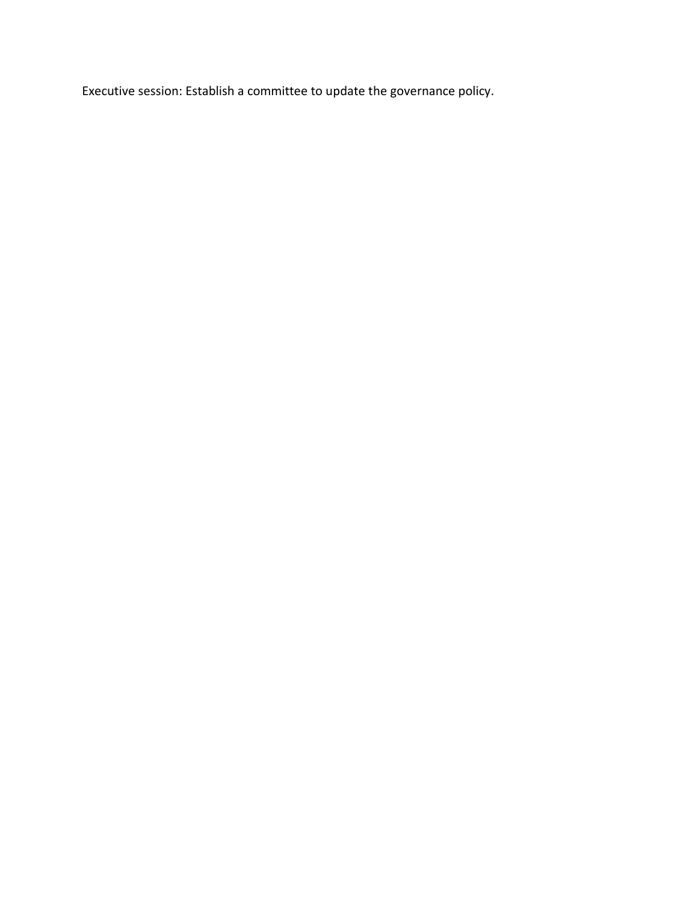Executive session: Establish a committee to update the governance policy.